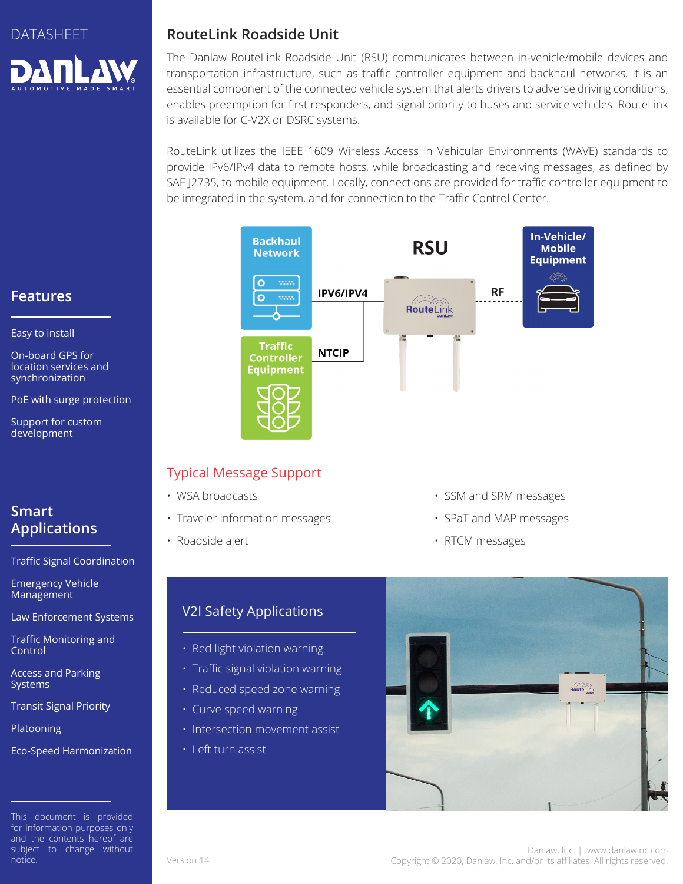DATASHEET

# RouteLink Roadside Unit

The Danlaw RouteLink Roadside Unit (RSU) communicates between in-vehicle/mobile devices and transportation infrastructure, such as traffic controller equipment and backhaul networks. It is an essential component of the connected vehicle system that alerts drivers to adverse driving conditions, enables preemption for first responders, and signal priority to buses and service vehicles. RouteLink is available for C-V2X or DSRC systems.

RouteLink utilizes the IEEE 1609 Wireless Access in Vehicular Environments (WAVE) standards to provide IPv6/IPv4 data to remote hosts, while broadcasting and receiving messages, as defined by SAE J2735, to mobile equipment. Locally, connections are provided for traffic controller equipment to be integrated in the system, and for connection to the Traffic Control Center.

## Typical Message Support

- WSA broadcasts
- Traveler information messages
- Roadside alert
- SSM and SRM messages
- SPaT and MAP messages
- RTCM messages

## V2I Safety Applications

- Red light violation warning
- Traffic signal violation warning
- Reduced speed zone warning
- Curve speed warning
- Intersection movement assist
- Left turn assist

## Features

- Easy to install
- On-board GPS for location services and synchronization
- PoE with surge protection
- Support for custom development

## Smart Applications

- Traffic Signal Coordination
- Emergency Vehicle Management
- Law Enforcement Systems
- Traffic Monitoring and Control
- Access and Parking Systems
- Transit Signal Priority
- Platooning
- Eco-Speed Harmonization

This document is provided for information purposes only and the contents hereof are subject to change without notice.

Version 14

Danlaw, Inc. | www.danlawinc.com
Copyright © 2020, Danlaw, Inc. and/or its affiliates. All rights reserved.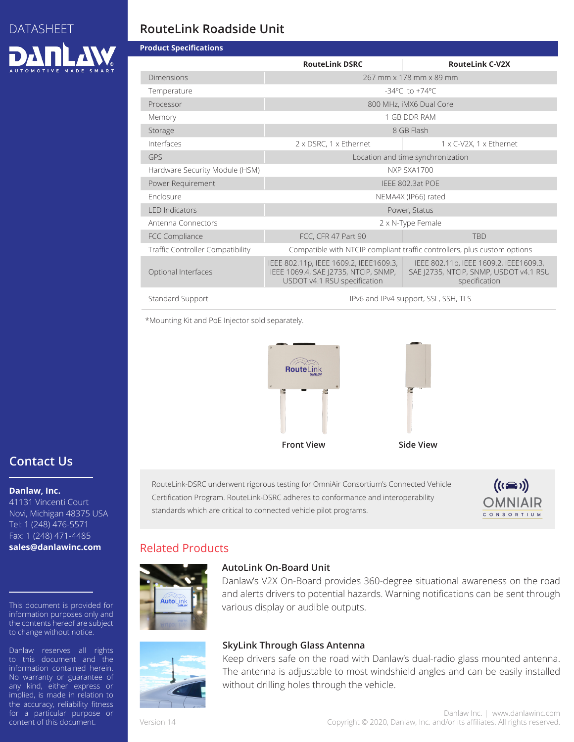DATASHEET

# RouteLink Roadside Unit

## Product Specifications

| | RouteLink DSRC | RouteLink C-V2X |
|---|---|---|
| Dimensions | 267 mm x 178 mm x 89 mm | |
| Temperature | -34ºC to +74ºC | |
| Processor | 800 MHz, iMX6 Dual Core | |
| Memory | 1 GB DDR RAM | |
| Storage | 8 GB Flash | |
| Interfaces | 2 x DSRC, 1 x Ethernet | 1 x C-V2X, 1 x Ethernet |
| GPS | Location and time synchronization | |
| Hardware Security Module (HSM) | NXP SXA1700 | |
| Power Requirement | IEEE 802.3at POE | |
| Enclosure | NEMA4X (IP66) rated | |
| LED Indicators | Power, Status | |
| Antenna Connectors | 2 x N-Type Female | |
| FCC Compliance | FCC, CFR 47 Part 90 | TBD |
| Traffic Controller Compatibility | Compatible with NTCIP compliant traffic controllers, plus custom options | |
| Optional Interfaces | IEEE 802.11p, IEEE 1609.2, IEEE1609.3, IEEE 1069.4, SAE J2735, NTCIP, SNMP, USDOT v4.1 RSU specification | IEEE 802.11p, IEEE 1609.2, IEEE1609.3, SAE J2735, NTCIP, SNMP, USDOT v4.1 RSU specification |
| Standard Support | IPv6 and IPv4 support, SSL, SSH, TLS | |

*Mounting Kit and PoE Injector sold separately.

Front View

Side View

RouteLink-DSRC underwent rigorous testing for OmniAir Consortium's Connected Vehicle Certification Program. RouteLink-DSRC adheres to conformance and interoperability standards which are critical to connected vehicle pilot programs.

## Related Products

### AutoLink On-Board Unit

Danlaw's V2X On-Board provides 360-degree situational awareness on the road and alerts drivers to potential hazards. Warning notifications can be sent through various display or audible outputs.

### SkyLink Through Glass Antenna

Keep drivers safe on the road with Danlaw's dual-radio glass mounted antenna. The antenna is adjustable to most windshield angles and can be easily installed without drilling holes through the vehicle.

## Contact Us

**Danlaw, Inc.**
41131 Vincenti Court
Novi, Michigan 48375 USA
Tel: 1 (248) 476-5571
Fax: 1 (248) 471-4485
**sales@danlawinc.com**

This document is provided for information purposes only and the contents hereof are subject to change without notice.

Danlaw reserves all rights to this document and the information contained herein. No warranty or guarantee of any kind, either express or implied, is made in relation to the accuracy, reliability fitness for a particular purpose or content of this document.

Version 14

Danlaw Inc. | www.danlawinc.com
Copyright © 2020, Danlaw, Inc. and/or its affiliates. All rights reserved.